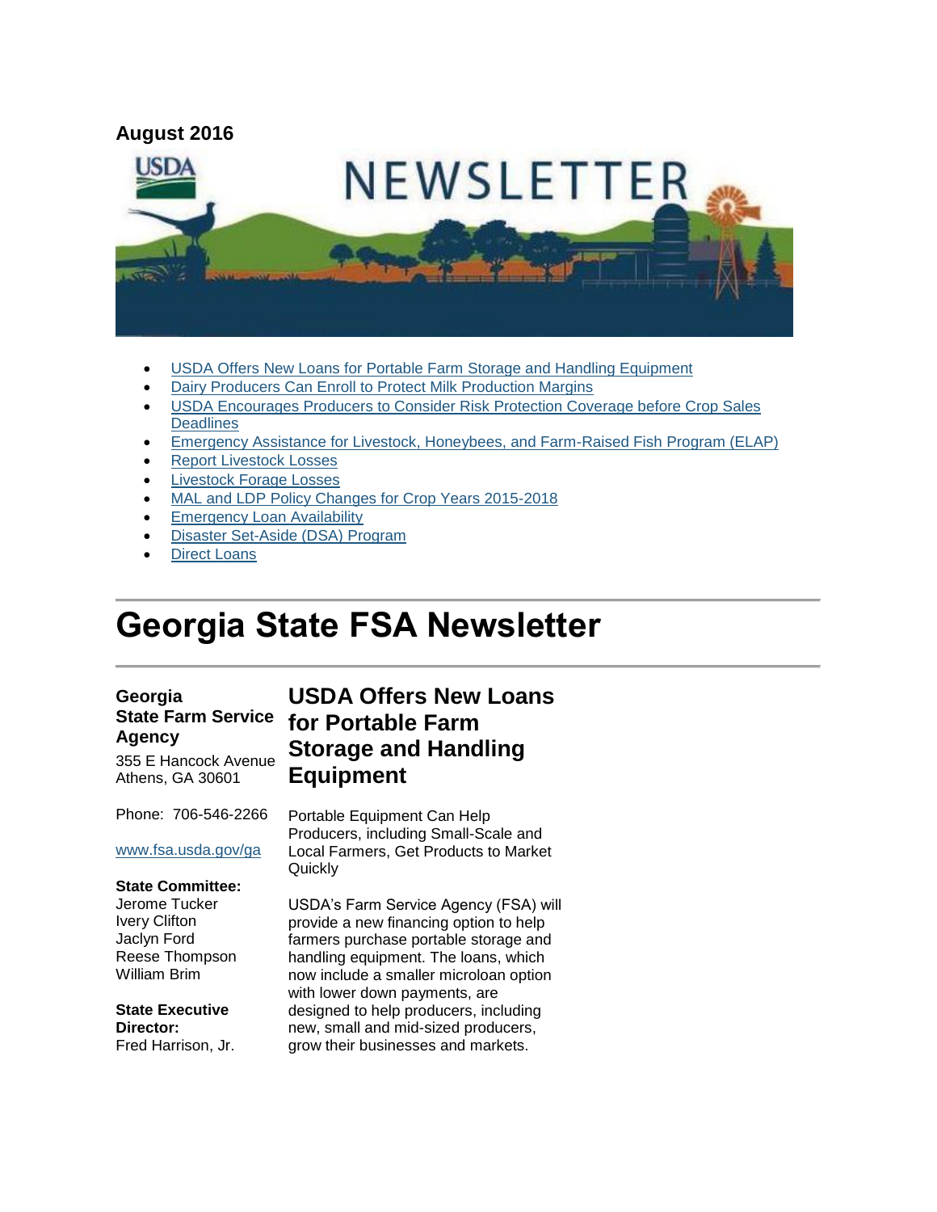**August 2016**

- USDA Offers New Loans for Portable Farm Storage and Handling Equipment
- Dairy Producers Can Enroll to Protect Milk Production Margins
- USDA Encourages Producers to Consider Risk Protection Coverage before Crop Sales Deadlines
- Emergency Assistance for Livestock, Honeybees, and Farm-Raised Fish Program (ELAP)
- Report Livestock Losses
- Livestock Forage Losses
- MAL and LDP Policy Changes for Crop Years 2015-2018
- Emergency Loan Availability
- Disaster Set-Aside (DSA) Program
- Direct Loans

# Georgia State FSA Newsletter

**Georgia State Farm Service Agency**

355 E Hancock Avenue
Athens, GA 30601

Phone: 706-546-2266

www.fsa.usda.gov/ga

**State Committee:**
Jerome Tucker
Ivery Clifton
Jaclyn Ford
Reese Thompson
William Brim

**State Executive Director:**
Fred Harrison, Jr.

## USDA Offers New Loans for Portable Farm Storage and Handling Equipment

Portable Equipment Can Help Producers, including Small-Scale and Local Farmers, Get Products to Market Quickly

USDA's Farm Service Agency (FSA) will provide a new financing option to help farmers purchase portable storage and handling equipment. The loans, which now include a smaller microloan option with lower down payments, are designed to help producers, including new, small and mid-sized producers, grow their businesses and markets.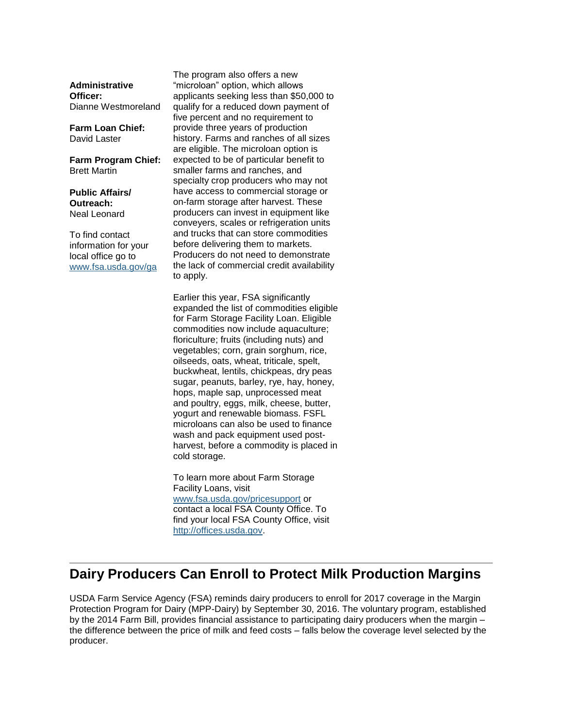**Administrative Officer:**
Dianne Westmoreland

**Farm Loan Chief:**
David Laster

**Farm Program Chief:**
Brett Martin

**Public Affairs/ Outreach:**
Neal Leonard

To find contact information for your local office go to [www.fsa.usda.gov/ga](www.fsa.usda.gov/ga)

The program also offers a new "microloan" option, which allows applicants seeking less than $50,000 to qualify for a reduced down payment of five percent and no requirement to provide three years of production history. Farms and ranches of all sizes are eligible. The microloan option is expected to be of particular benefit to smaller farms and ranches, and specialty crop producers who may not have access to commercial storage or on-farm storage after harvest. These producers can invest in equipment like conveyers, scales or refrigeration units and trucks that can store commodities before delivering them to markets. Producers do not need to demonstrate the lack of commercial credit availability to apply.

Earlier this year, FSA significantly expanded the list of commodities eligible for Farm Storage Facility Loan. Eligible commodities now include aquaculture; floriculture; fruits (including nuts) and vegetables; corn, grain sorghum, rice, oilseeds, oats, wheat, triticale, spelt, buckwheat, lentils, chickpeas, dry peas sugar, peanuts, barley, rye, hay, honey, hops, maple sap, unprocessed meat and poultry, eggs, milk, cheese, butter, yogurt and renewable biomass. FSFL microloans can also be used to finance wash and pack equipment used post-harvest, before a commodity is placed in cold storage.

To learn more about Farm Storage Facility Loans, visit [www.fsa.usda.gov/pricesupport](www.fsa.usda.gov/pricesupport) or contact a local FSA County Office. To find your local FSA County Office, visit [http://offices.usda.gov](http://offices.usda.gov).

---

## Dairy Producers Can Enroll to Protect Milk Production Margins

USDA Farm Service Agency (FSA) reminds dairy producers to enroll for 2017 coverage in the Margin Protection Program for Dairy (MPP-Dairy) by September 30, 2016. The voluntary program, established by the 2014 Farm Bill, provides financial assistance to participating dairy producers when the margin – the difference between the price of milk and feed costs – falls below the coverage level selected by the producer.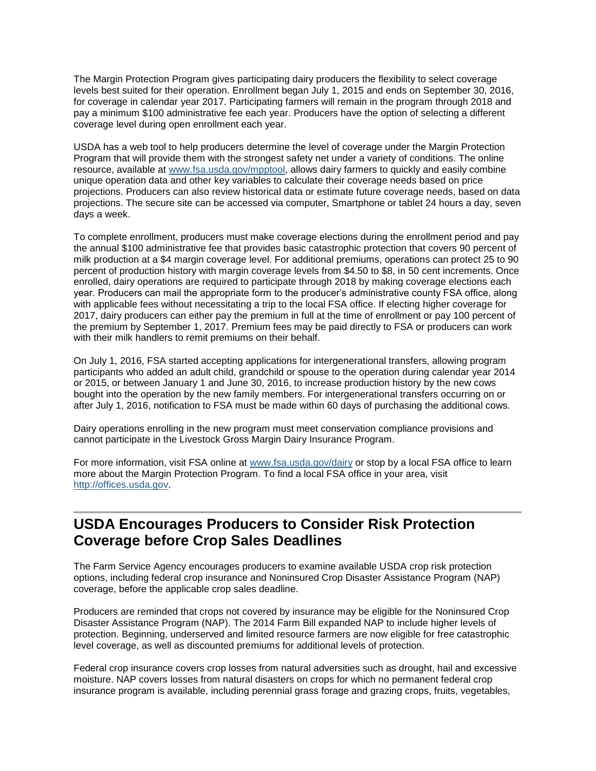The Margin Protection Program gives participating dairy producers the flexibility to select coverage levels best suited for their operation. Enrollment began July 1, 2015 and ends on September 30, 2016, for coverage in calendar year 2017. Participating farmers will remain in the program through 2018 and pay a minimum $100 administrative fee each year. Producers have the option of selecting a different coverage level during open enrollment each year.

USDA has a web tool to help producers determine the level of coverage under the Margin Protection Program that will provide them with the strongest safety net under a variety of conditions. The online resource, available at [www.fsa.usda.gov/mpptool](www.fsa.usda.gov/mpptool), allows dairy farmers to quickly and easily combine unique operation data and other key variables to calculate their coverage needs based on price projections. Producers can also review historical data or estimate future coverage needs, based on data projections. The secure site can be accessed via computer, Smartphone or tablet 24 hours a day, seven days a week.

To complete enrollment, producers must make coverage elections during the enrollment period and pay the annual $100 administrative fee that provides basic catastrophic protection that covers 90 percent of milk production at a $4 margin coverage level. For additional premiums, operations can protect 25 to 90 percent of production history with margin coverage levels from $4.50 to $8, in 50 cent increments. Once enrolled, dairy operations are required to participate through 2018 by making coverage elections each year. Producers can mail the appropriate form to the producer's administrative county FSA office, along with applicable fees without necessitating a trip to the local FSA office. If electing higher coverage for 2017, dairy producers can either pay the premium in full at the time of enrollment or pay 100 percent of the premium by September 1, 2017. Premium fees may be paid directly to FSA or producers can work with their milk handlers to remit premiums on their behalf.

On July 1, 2016, FSA started accepting applications for intergenerational transfers, allowing program participants who added an adult child, grandchild or spouse to the operation during calendar year 2014 or 2015, or between January 1 and June 30, 2016, to increase production history by the new cows bought into the operation by the new family members. For intergenerational transfers occurring on or after July 1, 2016, notification to FSA must be made within 60 days of purchasing the additional cows.

Dairy operations enrolling in the new program must meet conservation compliance provisions and cannot participate in the Livestock Gross Margin Dairy Insurance Program.

For more information, visit FSA online at [www.fsa.usda.gov/dairy](www.fsa.usda.gov/dairy) or stop by a local FSA office to learn more about the Margin Protection Program. To find a local FSA office in your area, visit [http://offices.usda.gov](http://offices.usda.gov).

## USDA Encourages Producers to Consider Risk Protection Coverage before Crop Sales Deadlines

The Farm Service Agency encourages producers to examine available USDA crop risk protection options, including federal crop insurance and Noninsured Crop Disaster Assistance Program (NAP) coverage, before the applicable crop sales deadline.

Producers are reminded that crops not covered by insurance may be eligible for the Noninsured Crop Disaster Assistance Program (NAP). The 2014 Farm Bill expanded NAP to include higher levels of protection. Beginning, underserved and limited resource farmers are now eligible for free catastrophic level coverage, as well as discounted premiums for additional levels of protection.

Federal crop insurance covers crop losses from natural adversities such as drought, hail and excessive moisture. NAP covers losses from natural disasters on crops for which no permanent federal crop insurance program is available, including perennial grass forage and grazing crops, fruits, vegetables,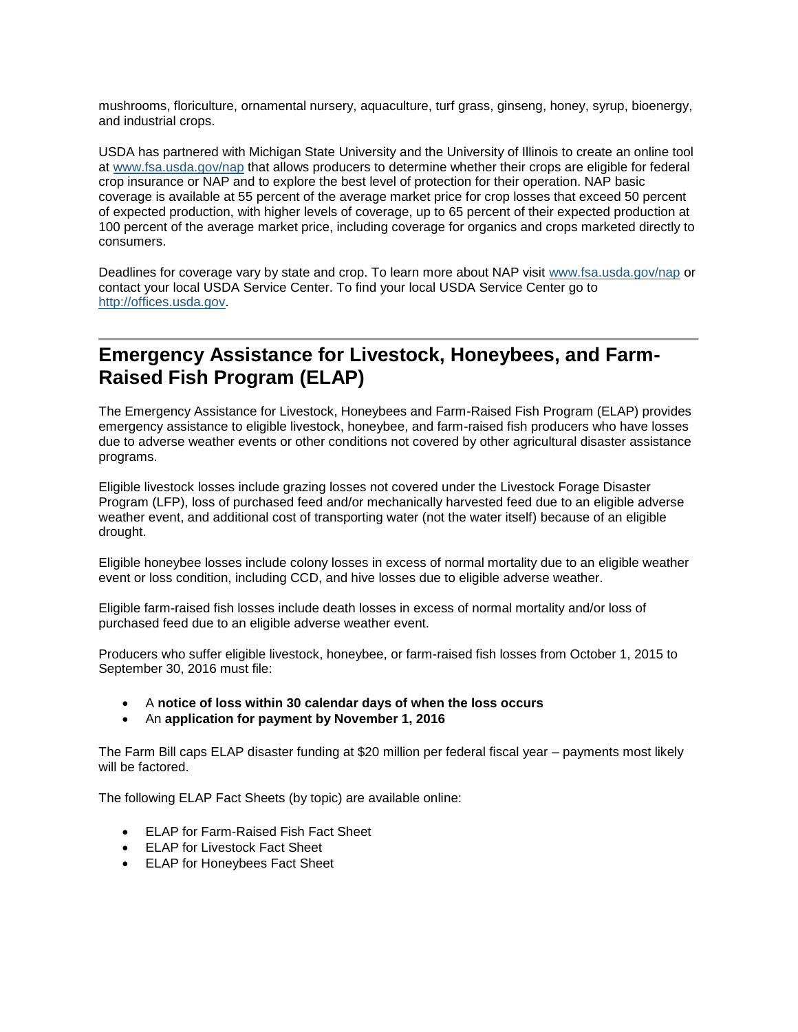mushrooms, floriculture, ornamental nursery, aquaculture, turf grass, ginseng, honey, syrup, bioenergy, and industrial crops.

USDA has partnered with Michigan State University and the University of Illinois to create an online tool at www.fsa.usda.gov/nap that allows producers to determine whether their crops are eligible for federal crop insurance or NAP and to explore the best level of protection for their operation. NAP basic coverage is available at 55 percent of the average market price for crop losses that exceed 50 percent of expected production, with higher levels of coverage, up to 65 percent of their expected production at 100 percent of the average market price, including coverage for organics and crops marketed directly to consumers.

Deadlines for coverage vary by state and crop. To learn more about NAP visit www.fsa.usda.gov/nap or contact your local USDA Service Center. To find your local USDA Service Center go to http://offices.usda.gov.

---

## Emergency Assistance for Livestock, Honeybees, and Farm-Raised Fish Program (ELAP)

The Emergency Assistance for Livestock, Honeybees and Farm-Raised Fish Program (ELAP) provides emergency assistance to eligible livestock, honeybee, and farm-raised fish producers who have losses due to adverse weather events or other conditions not covered by other agricultural disaster assistance programs.

Eligible livestock losses include grazing losses not covered under the Livestock Forage Disaster Program (LFP), loss of purchased feed and/or mechanically harvested feed due to an eligible adverse weather event, and additional cost of transporting water (not the water itself) because of an eligible drought.

Eligible honeybee losses include colony losses in excess of normal mortality due to an eligible weather event or loss condition, including CCD, and hive losses due to eligible adverse weather.

Eligible farm-raised fish losses include death losses in excess of normal mortality and/or loss of purchased feed due to an eligible adverse weather event.

Producers who suffer eligible livestock, honeybee, or farm-raised fish losses from October 1, 2015 to September 30, 2016 must file:

- A **notice of loss within 30 calendar days of when the loss occurs**
- An **application for payment by November 1, 2016**

The Farm Bill caps ELAP disaster funding at $20 million per federal fiscal year – payments most likely will be factored.

The following ELAP Fact Sheets (by topic) are available online:

- ELAP for Farm-Raised Fish Fact Sheet
- ELAP for Livestock Fact Sheet
- ELAP for Honeybees Fact Sheet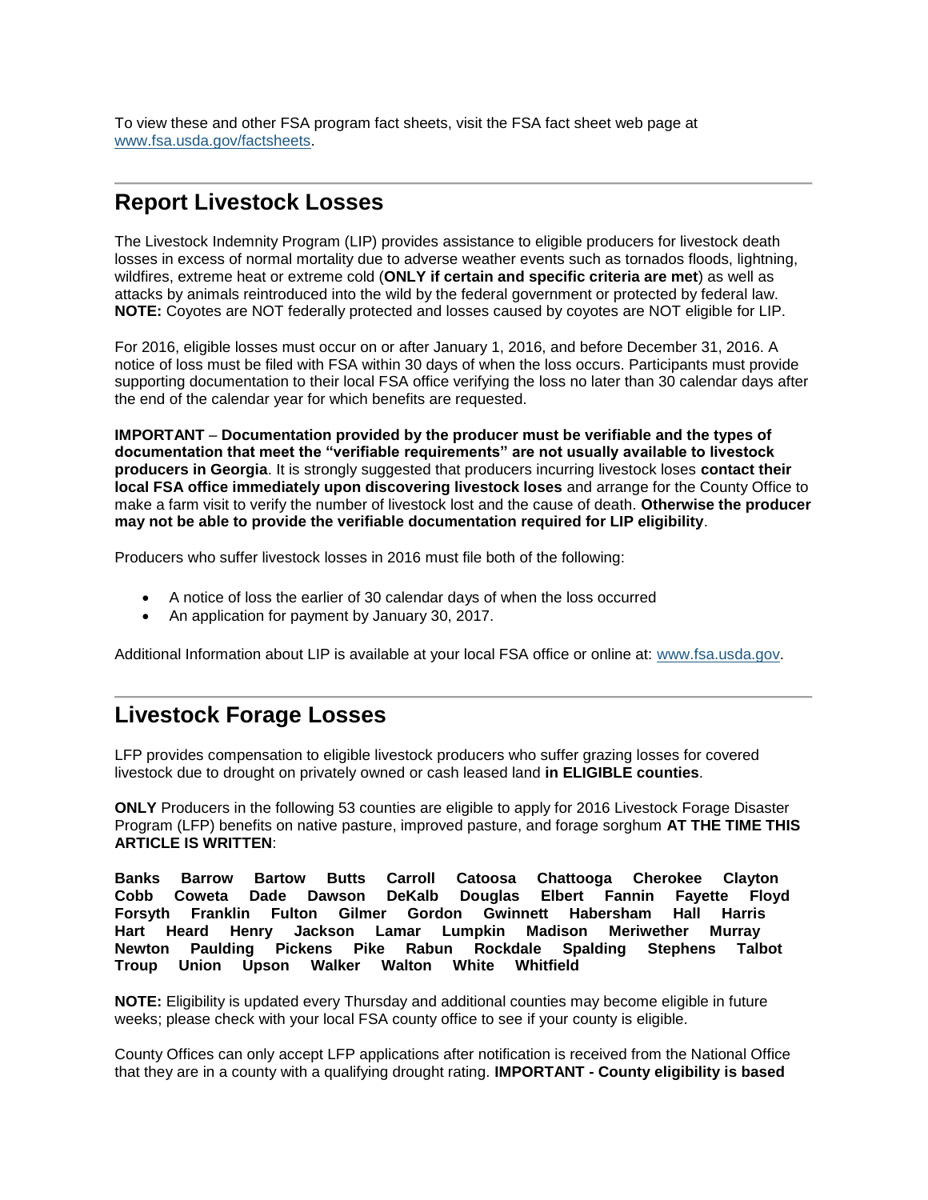To view these and other FSA program fact sheets, visit the FSA fact sheet web page at [www.fsa.usda.gov/factsheets](www.fsa.usda.gov/factsheets).

---

## Report Livestock Losses

The Livestock Indemnity Program (LIP) provides assistance to eligible producers for livestock death losses in excess of normal mortality due to adverse weather events such as tornados floods, lightning, wildfires, extreme heat or extreme cold (**ONLY if certain and specific criteria are met**) as well as attacks by animals reintroduced into the wild by the federal government or protected by federal law. **NOTE:** Coyotes are NOT federally protected and losses caused by coyotes are NOT eligible for LIP.

For 2016, eligible losses must occur on or after January 1, 2016, and before December 31, 2016. A notice of loss must be filed with FSA within 30 days of when the loss occurs. Participants must provide supporting documentation to their local FSA office verifying the loss no later than 30 calendar days after the end of the calendar year for which benefits are requested.

**IMPORTANT** – **Documentation provided by the producer must be verifiable and the types of documentation that meet the "verifiable requirements" are not usually available to livestock producers in Georgia**. It is strongly suggested that producers incurring livestock loses **contact their local FSA office immediately upon discovering livestock loses** and arrange for the County Office to make a farm visit to verify the number of livestock lost and the cause of death. **Otherwise the producer may not be able to provide the verifiable documentation required for LIP eligibility**.

Producers who suffer livestock losses in 2016 must file both of the following:

- A notice of loss the earlier of 30 calendar days of when the loss occurred
- An application for payment by January 30, 2017.

Additional Information about LIP is available at your local FSA office or online at: [www.fsa.usda.gov](www.fsa.usda.gov).

---

## Livestock Forage Losses

LFP provides compensation to eligible livestock producers who suffer grazing losses for covered livestock due to drought on privately owned or cash leased land **in ELIGIBLE counties**.

**ONLY** Producers in the following 53 counties are eligible to apply for 2016 Livestock Forage Disaster Program (LFP) benefits on native pasture, improved pasture, and forage sorghum **AT THE TIME THIS ARTICLE IS WRITTEN**:

**Banks Barrow Bartow Butts Carroll Catoosa Chattooga Cherokee Clayton Cobb Coweta Dade Dawson DeKalb Douglas Elbert Fannin Fayette Floyd Forsyth Franklin Fulton Gilmer Gordon Gwinnett Habersham Hall Harris Hart Heard Henry Jackson Lamar Lumpkin Madison Meriwether Murray Newton Paulding Pickens Pike Rabun Rockdale Spalding Stephens Talbot Troup Union Upson Walker Walton White Whitfield**

**NOTE:** Eligibility is updated every Thursday and additional counties may become eligible in future weeks; please check with your local FSA county office to see if your county is eligible.

County Offices can only accept LFP applications after notification is received from the National Office that they are in a county with a qualifying drought rating. **IMPORTANT - County eligibility is based**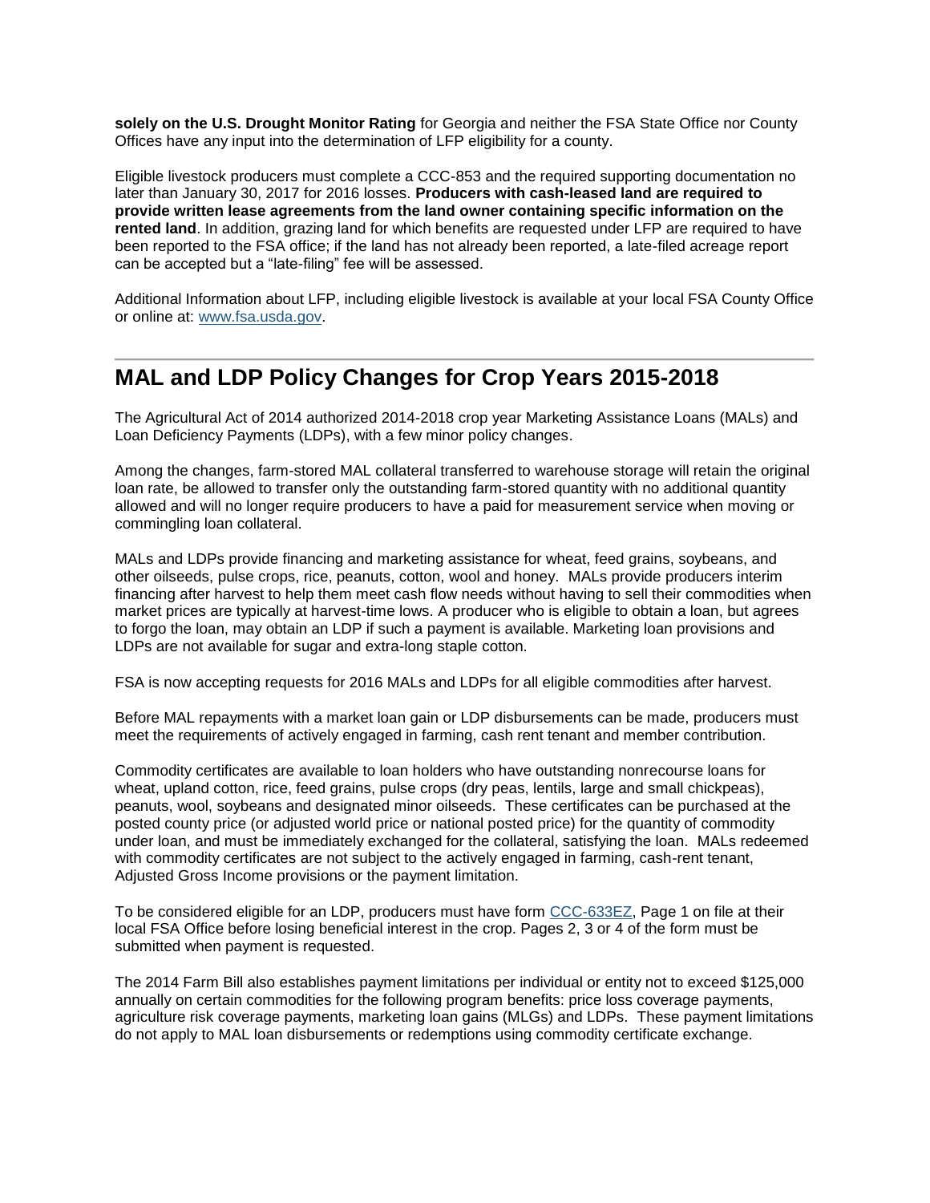**solely on the U.S. Drought Monitor Rating** for Georgia and neither the FSA State Office nor County Offices have any input into the determination of LFP eligibility for a county.

Eligible livestock producers must complete a CCC-853 and the required supporting documentation no later than January 30, 2017 for 2016 losses. **Producers with cash-leased land are required to provide written lease agreements from the land owner containing specific information on the rented land**. In addition, grazing land for which benefits are requested under LFP are required to have been reported to the FSA office; if the land has not already been reported, a late-filed acreage report can be accepted but a "late-filing" fee will be assessed.

Additional Information about LFP, including eligible livestock is available at your local FSA County Office or online at: [www.fsa.usda.gov](www.fsa.usda.gov).

---

## MAL and LDP Policy Changes for Crop Years 2015-2018

The Agricultural Act of 2014 authorized 2014-2018 crop year Marketing Assistance Loans (MALs) and Loan Deficiency Payments (LDPs), with a few minor policy changes.

Among the changes, farm-stored MAL collateral transferred to warehouse storage will retain the original loan rate, be allowed to transfer only the outstanding farm-stored quantity with no additional quantity allowed and will no longer require producers to have a paid for measurement service when moving or commingling loan collateral.

MALs and LDPs provide financing and marketing assistance for wheat, feed grains, soybeans, and other oilseeds, pulse crops, rice, peanuts, cotton, wool and honey. MALs provide producers interim financing after harvest to help them meet cash flow needs without having to sell their commodities when market prices are typically at harvest-time lows. A producer who is eligible to obtain a loan, but agrees to forgo the loan, may obtain an LDP if such a payment is available. Marketing loan provisions and LDPs are not available for sugar and extra-long staple cotton.

FSA is now accepting requests for 2016 MALs and LDPs for all eligible commodities after harvest.

Before MAL repayments with a market loan gain or LDP disbursements can be made, producers must meet the requirements of actively engaged in farming, cash rent tenant and member contribution.

Commodity certificates are available to loan holders who have outstanding nonrecourse loans for wheat, upland cotton, rice, feed grains, pulse crops (dry peas, lentils, large and small chickpeas), peanuts, wool, soybeans and designated minor oilseeds. These certificates can be purchased at the posted county price (or adjusted world price or national posted price) for the quantity of commodity under loan, and must be immediately exchanged for the collateral, satisfying the loan. MALs redeemed with commodity certificates are not subject to the actively engaged in farming, cash-rent tenant, Adjusted Gross Income provisions or the payment limitation.

To be considered eligible for an LDP, producers must have form [CCC-633EZ](CCC-633EZ), Page 1 on file at their local FSA Office before losing beneficial interest in the crop. Pages 2, 3 or 4 of the form must be submitted when payment is requested.

The 2014 Farm Bill also establishes payment limitations per individual or entity not to exceed $125,000 annually on certain commodities for the following program benefits: price loss coverage payments, agriculture risk coverage payments, marketing loan gains (MLGs) and LDPs. These payment limitations do not apply to MAL loan disbursements or redemptions using commodity certificate exchange.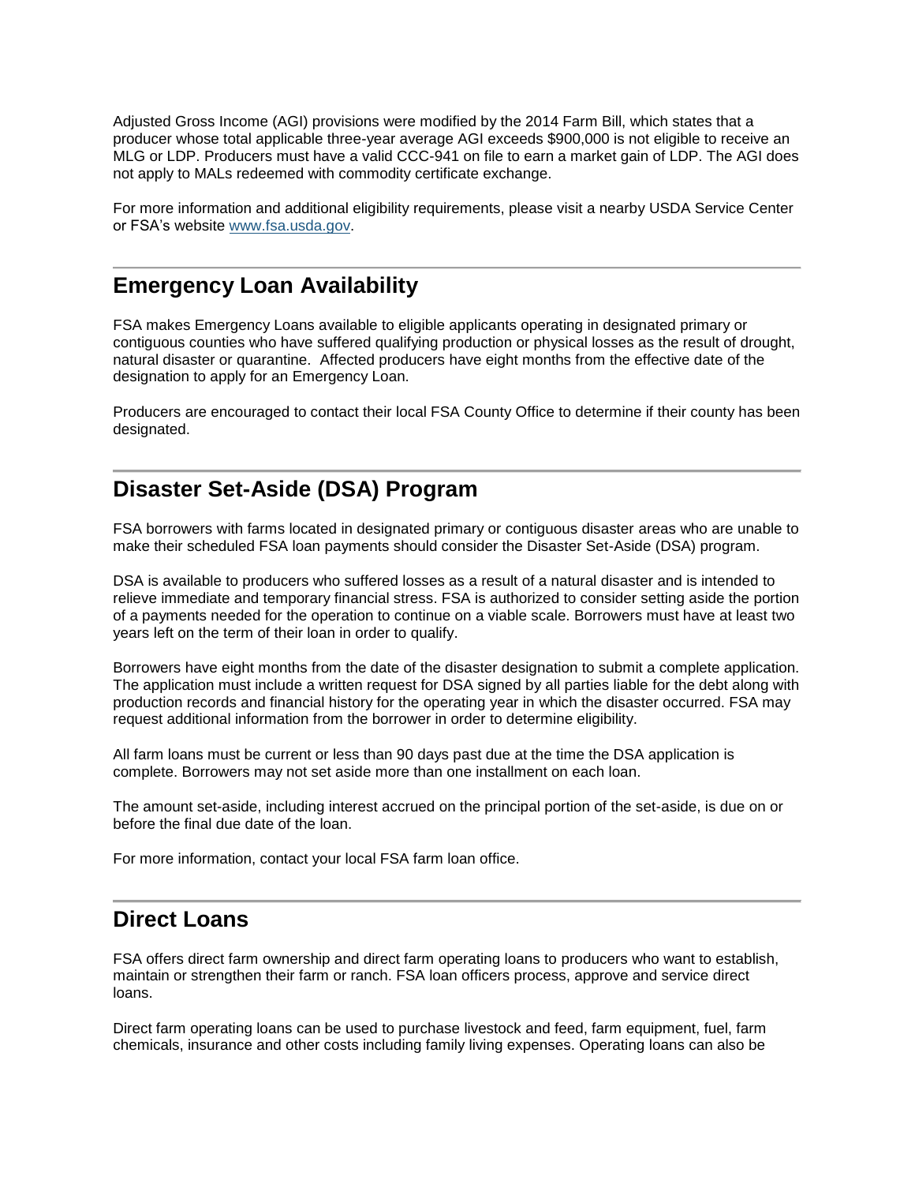Adjusted Gross Income (AGI) provisions were modified by the 2014 Farm Bill, which states that a producer whose total applicable three-year average AGI exceeds $900,000 is not eligible to receive an MLG or LDP. Producers must have a valid CCC-941 on file to earn a market gain of LDP. The AGI does not apply to MALs redeemed with commodity certificate exchange.

For more information and additional eligibility requirements, please visit a nearby USDA Service Center or FSA's website [www.fsa.usda.gov](http://www.fsa.usda.gov).

---

## Emergency Loan Availability

FSA makes Emergency Loans available to eligible applicants operating in designated primary or contiguous counties who have suffered qualifying production or physical losses as the result of drought, natural disaster or quarantine. Affected producers have eight months from the effective date of the designation to apply for an Emergency Loan.

Producers are encouraged to contact their local FSA County Office to determine if their county has been designated.

---

## Disaster Set-Aside (DSA) Program

FSA borrowers with farms located in designated primary or contiguous disaster areas who are unable to make their scheduled FSA loan payments should consider the Disaster Set-Aside (DSA) program.

DSA is available to producers who suffered losses as a result of a natural disaster and is intended to relieve immediate and temporary financial stress. FSA is authorized to consider setting aside the portion of a payments needed for the operation to continue on a viable scale. Borrowers must have at least two years left on the term of their loan in order to qualify.

Borrowers have eight months from the date of the disaster designation to submit a complete application. The application must include a written request for DSA signed by all parties liable for the debt along with production records and financial history for the operating year in which the disaster occurred. FSA may request additional information from the borrower in order to determine eligibility.

All farm loans must be current or less than 90 days past due at the time the DSA application is complete. Borrowers may not set aside more than one installment on each loan.

The amount set-aside, including interest accrued on the principal portion of the set-aside, is due on or before the final due date of the loan.

For more information, contact your local FSA farm loan office.

---

## Direct Loans

FSA offers direct farm ownership and direct farm operating loans to producers who want to establish, maintain or strengthen their farm or ranch. FSA loan officers process, approve and service direct loans.

Direct farm operating loans can be used to purchase livestock and feed, farm equipment, fuel, farm chemicals, insurance and other costs including family living expenses. Operating loans can also be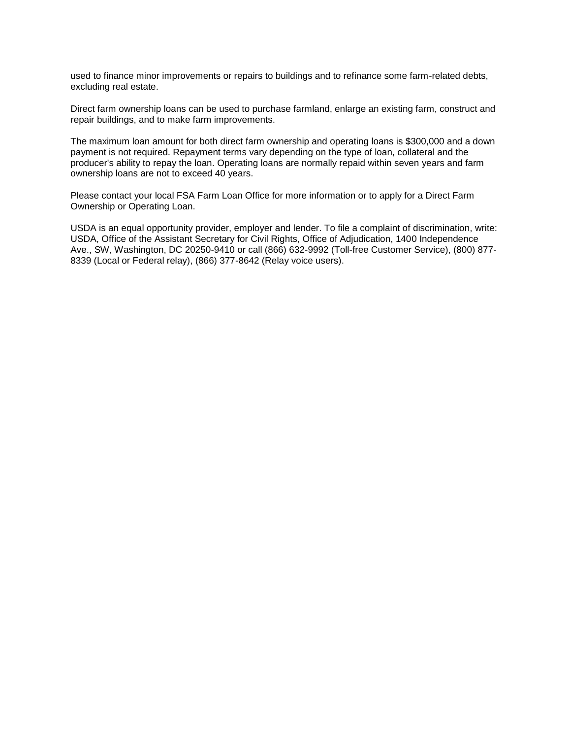used to finance minor improvements or repairs to buildings and to refinance some farm-related debts, excluding real estate.

Direct farm ownership loans can be used to purchase farmland, enlarge an existing farm, construct and repair buildings, and to make farm improvements.

The maximum loan amount for both direct farm ownership and operating loans is $300,000 and a down payment is not required. Repayment terms vary depending on the type of loan, collateral and the producer's ability to repay the loan. Operating loans are normally repaid within seven years and farm ownership loans are not to exceed 40 years.

Please contact your local FSA Farm Loan Office for more information or to apply for a Direct Farm Ownership or Operating Loan.

USDA is an equal opportunity provider, employer and lender. To file a complaint of discrimination, write: USDA, Office of the Assistant Secretary for Civil Rights, Office of Adjudication, 1400 Independence Ave., SW, Washington, DC 20250-9410 or call (866) 632-9992 (Toll-free Customer Service), (800) 877-8339 (Local or Federal relay), (866) 377-8642 (Relay voice users).